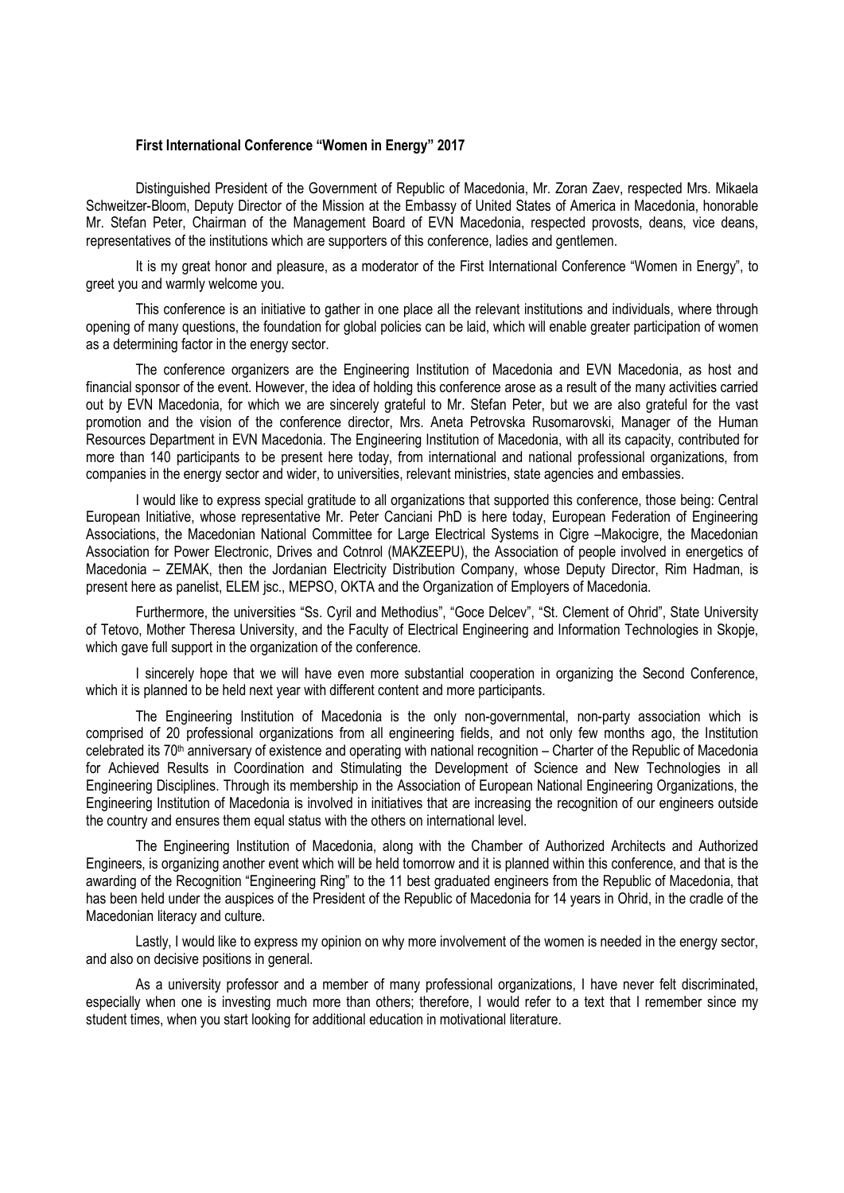**First International Conference "Women in Energy" 2017**

Distinguished President of the Government of Republic of Macedonia, Mr. Zoran Zaev, respected Mrs. Mikaela Schweitzer-Bloom, Deputy Director of the Mission at the Embassy of United States of America in Macedonia, honorable Mr. Stefan Peter, Chairman of the Management Board of EVN Macedonia, respected provosts, deans, vice deans, representatives of the institutions which are supporters of this conference, ladies and gentlemen.

It is my great honor and pleasure, as a moderator of the First International Conference "Women in Energy", to greet you and warmly welcome you.

This conference is an initiative to gather in one place all the relevant institutions and individuals, where through opening of many questions, the foundation for global policies can be laid, which will enable greater participation of women as a determining factor in the energy sector.

The conference organizers are the Engineering Institution of Macedonia and EVN Macedonia, as host and financial sponsor of the event. However, the idea of holding this conference arose as a result of the many activities carried out by EVN Macedonia, for which we are sincerely grateful to Mr. Stefan Peter, but we are also grateful for the vast promotion and the vision of the conference director, Mrs. Aneta Petrovska Rusomarovski, Manager of the Human Resources Department in EVN Macedonia. The Engineering Institution of Macedonia, with all its capacity, contributed for more than 140 participants to be present here today, from international and national professional organizations, from companies in the energy sector and wider, to universities, relevant ministries, state agencies and embassies.

I would like to express special gratitude to all organizations that supported this conference, those being: Central European Initiative, whose representative Mr. Peter Canciani PhD is here today, European Federation of Engineering Associations, the Macedonian National Committee for Large Electrical Systems in Cigre –Makocigre, the Macedonian Association for Power Electronic, Drives and Cotnrol (MAKZEEPU), the Association of people involved in energetics of Macedonia – ZEMAK, then the Jordanian Electricity Distribution Company, whose Deputy Director, Rim Hadman, is present here as panelist, ELEM jsc., MEPSO, OKTA and the Organization of Employers of Macedonia.

Furthermore, the universities "Ss. Cyril and Methodius", "Goce Delcev", "St. Clement of Ohrid", State University of Tetovo, Mother Theresa University, and the Faculty of Electrical Engineering and Information Technologies in Skopje, which gave full support in the organization of the conference.

I sincerely hope that we will have even more substantial cooperation in organizing the Second Conference, which it is planned to be held next year with different content and more participants.

The Engineering Institution of Macedonia is the only non-governmental, non-party association which is comprised of 20 professional organizations from all engineering fields, and not only few months ago, the Institution celebrated its 70th anniversary of existence and operating with national recognition – Charter of the Republic of Macedonia for Achieved Results in Coordination and Stimulating the Development of Science and New Technologies in all Engineering Disciplines. Through its membership in the Association of European National Engineering Organizations, the Engineering Institution of Macedonia is involved in initiatives that are increasing the recognition of our engineers outside the country and ensures them equal status with the others on international level.

The Engineering Institution of Macedonia, along with the Chamber of Authorized Architects and Authorized Engineers, is organizing another event which will be held tomorrow and it is planned within this conference, and that is the awarding of the Recognition "Engineering Ring" to the 11 best graduated engineers from the Republic of Macedonia, that has been held under the auspices of the President of the Republic of Macedonia for 14 years in Ohrid, in the cradle of the Macedonian literacy and culture.

Lastly, I would like to express my opinion on why more involvement of the women is needed in the energy sector, and also on decisive positions in general.

As a university professor and a member of many professional organizations, I have never felt discriminated, especially when one is investing much more than others; therefore, I would refer to a text that I remember since my student times, when you start looking for additional education in motivational literature.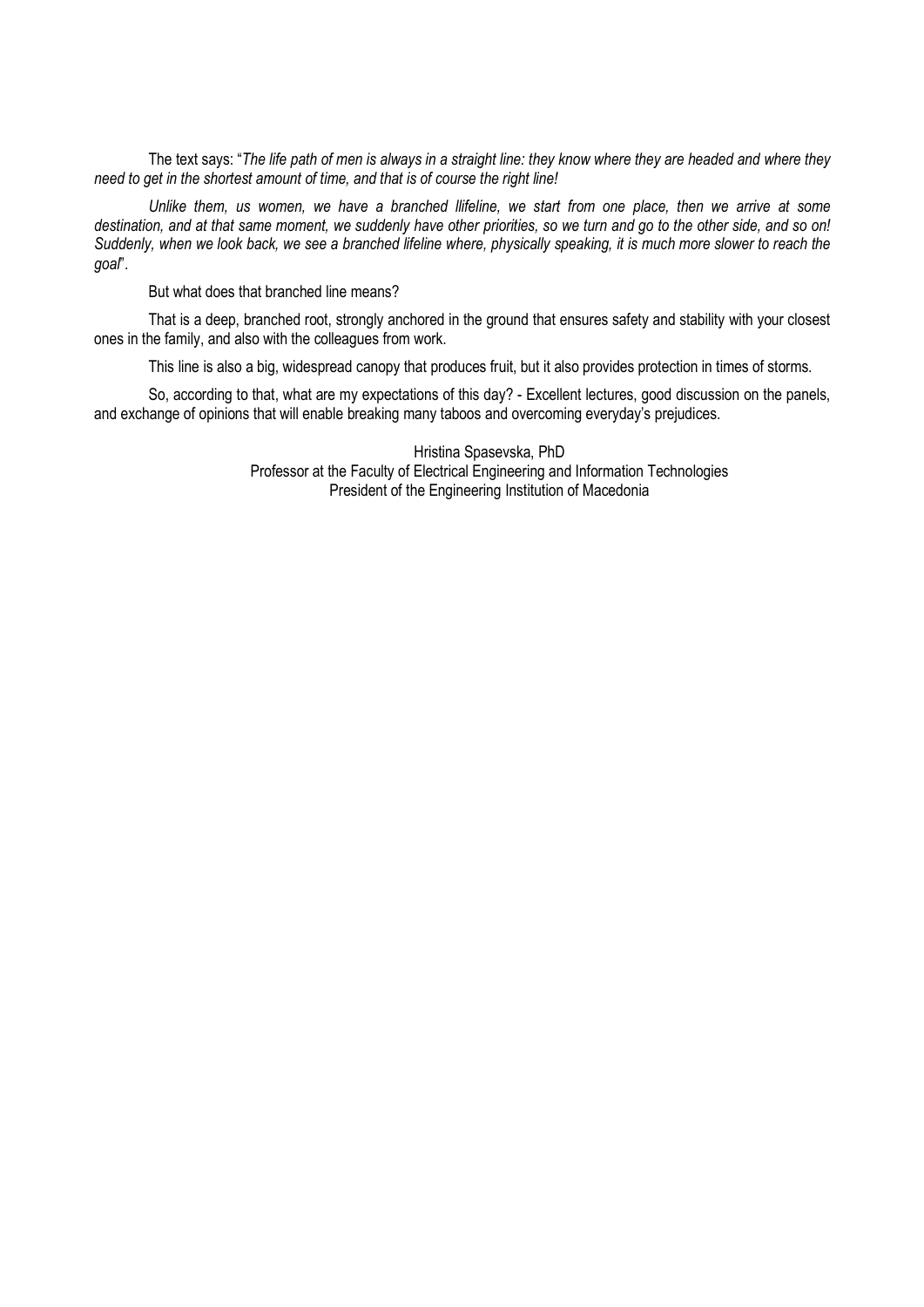The text says: "*The life path of men is always in a straight line: they know where they are headed and where they need to get in the shortest amount of time, and that is of course the right line!*

*Unlike them, us women, we have a branched llifeline, we start from one place, then we arrive at some destination, and at that same moment, we suddenly have other priorities, so we turn and go to the other side, and so on! Suddenly, when we look back, we see a branched lifeline where, physically speaking, it is much more slower to reach the goal*".

But what does that branched line means?

That is a deep, branched root, strongly anchored in the ground that ensures safety and stability with your closest ones in the family, and also with the colleagues from work.

This line is also a big, widespread canopy that produces fruit, but it also provides protection in times of storms.

So, according to that, what are my expectations of this day? - Excellent lectures, good discussion on the panels, and exchange of opinions that will enable breaking many taboos and overcoming everyday's prejudices.

Hristina Spasevska, PhD
Professor at the Faculty of Electrical Engineering and Information Technologies
President of the Engineering Institution of Macedonia